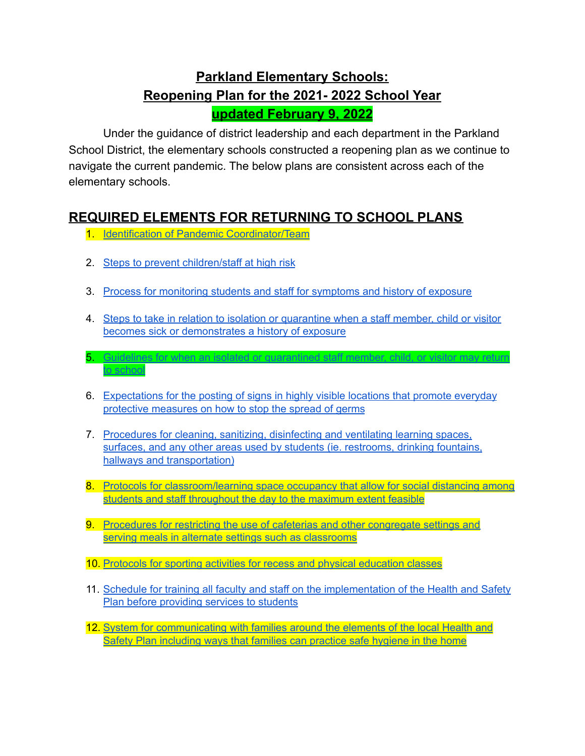# Parkland Elementary Schools: Reopening Plan for the 2021- 2022 School Year

**updated February 9, 2022**

Under the guidance of district leadership and each department in the Parkland School District, the elementary schools constructed a reopening plan as we continue to navigate the current pandemic. The below plans are consistent across each of the elementary schools.

## REQUIRED ELEMENTS FOR RETURNING TO SCHOOL PLANS

1. Identification of Pandemic Coordinator/Team
2. Steps to prevent children/staff at high risk
3. Process for monitoring students and staff for symptoms and history of exposure
4. Steps to take in relation to isolation or quarantine when a staff member, child or visitor becomes sick or demonstrates a history of exposure
5. Guidelines for when an isolated or quarantined staff member, child, or visitor may return to school
6. Expectations for the posting of signs in highly visible locations that promote everyday protective measures on how to stop the spread of germs
7. Procedures for cleaning, sanitizing, disinfecting and ventilating learning spaces, surfaces, and any other areas used by students (ie. restrooms, drinking fountains, hallways and transportation)
8. Protocols for classroom/learning space occupancy that allow for social distancing among students and staff throughout the day to the maximum extent feasible
9. Procedures for restricting the use of cafeterias and other congregate settings and serving meals in alternate settings such as classrooms
10. Protocols for sporting activities for recess and physical education classes
11. Schedule for training all faculty and staff on the implementation of the Health and Safety Plan before providing services to students
12. System for communicating with families around the elements of the local Health and Safety Plan including ways that families can practice safe hygiene in the home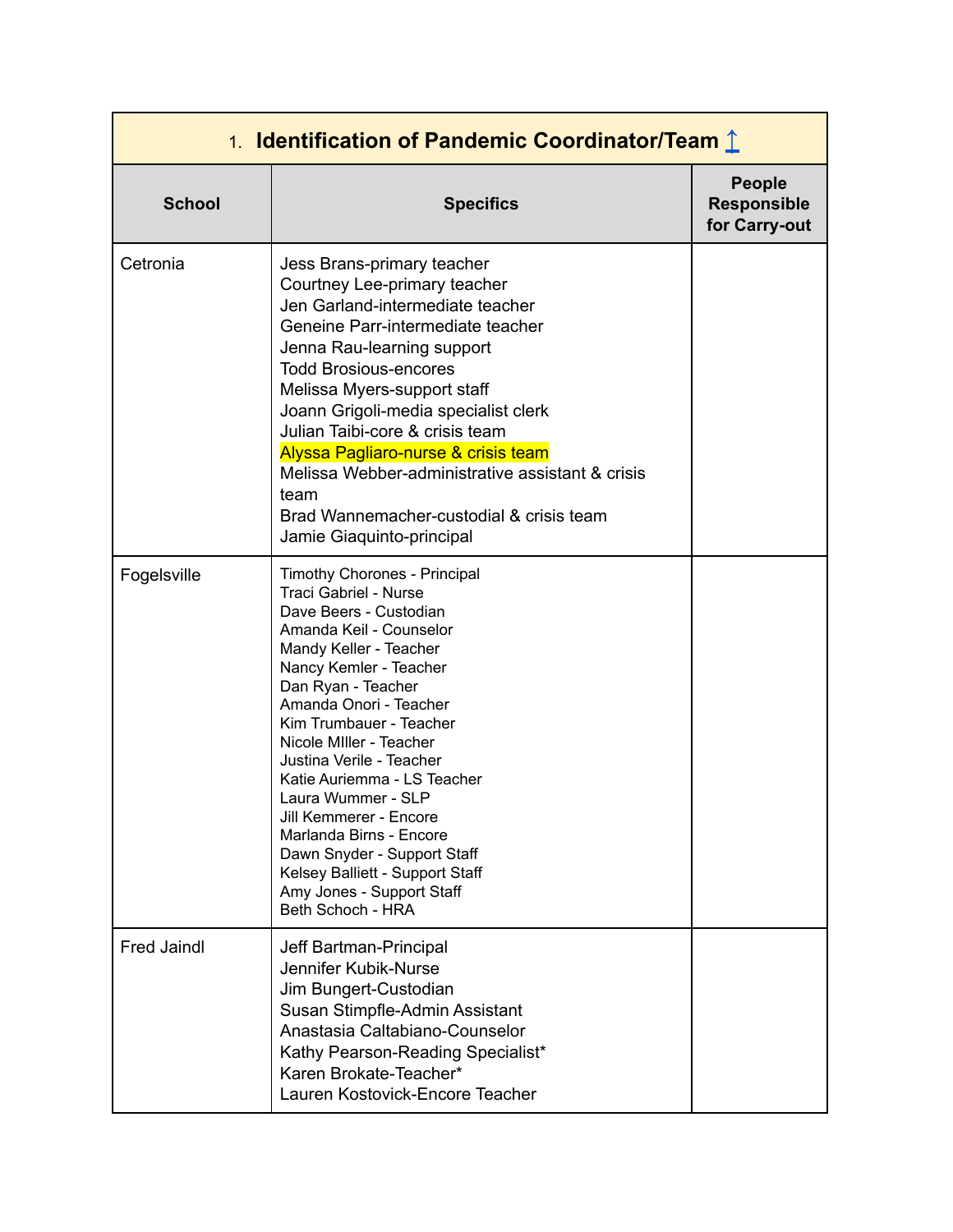| 1. **Identification of Pandemic Coordinator/Team** ↥ | | |
|---|---|---|
| **School** | **Specifics** | **People Responsible for Carry-out** |
| Cetronia | Jess Brans-primary teacher<br>Courtney Lee-primary teacher<br>Jen Garland-intermediate teacher<br>Geneine Parr-intermediate teacher<br>Jenna Rau-learning support<br>Todd Brosious-encores<br>Melissa Myers-support staff<br>Joann Grigoli-media specialist clerk<br>Julian Taibi-core & crisis team<br>Alyssa Pagliaro-nurse & crisis team<br>Melissa Webber-administrative assistant & crisis team<br>Brad Wannemacher-custodial & crisis team<br>Jamie Giaquinto-principal | |
| Fogelsville | Timothy Chorones - Principal<br>Traci Gabriel - Nurse<br>Dave Beers - Custodian<br>Amanda Keil - Counselor<br>Mandy Keller - Teacher<br>Nancy Kemler - Teacher<br>Dan Ryan - Teacher<br>Amanda Onori - Teacher<br>Kim Trumbauer - Teacher<br>Nicole MIller - Teacher<br>Justina Verile - Teacher<br>Katie Auriemma - LS Teacher<br>Laura Wummer - SLP<br>Jill Kemmerer - Encore<br>Marlanda Birns - Encore<br>Dawn Snyder - Support Staff<br>Kelsey Balliett - Support Staff<br>Amy Jones - Support Staff<br>Beth Schoch - HRA | |
| Fred Jaindl | Jeff Bartman-Principal<br>Jennifer Kubik-Nurse<br>Jim Bungert-Custodian<br>Susan Stimpfle-Admin Assistant<br>Anastasia Caltabiano-Counselor<br>Kathy Pearson-Reading Specialist*<br>Karen Brokate-Teacher*<br>Lauren Kostovick-Encore Teacher | |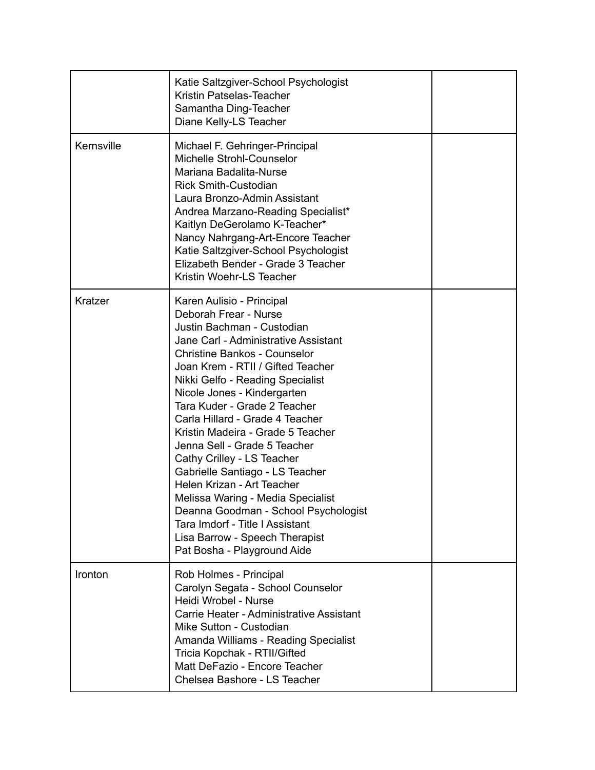|  |  |  |
|---|---|---|
|  | Katie Saltzgiver-School Psychologist<br>Kristin Patselas-Teacher<br>Samantha Ding-Teacher<br>Diane Kelly-LS Teacher |  |
| Kernsville | Michael F. Gehringer-Principal<br>Michelle Strohl-Counselor<br>Mariana Badalita-Nurse<br>Rick Smith-Custodian<br>Laura Bronzo-Admin Assistant<br>Andrea Marzano-Reading Specialist*<br>Kaitlyn DeGerolamo K-Teacher*<br>Nancy Nahrgang-Art-Encore Teacher<br>Katie Saltzgiver-School Psychologist<br>Elizabeth Bender - Grade 3 Teacher<br>Kristin Woehr-LS Teacher |  |
| Kratzer | Karen Aulisio - Principal<br>Deborah Frear - Nurse<br>Justin Bachman - Custodian<br>Jane Carl - Administrative Assistant<br>Christine Bankos - Counselor<br>Joan Krem - RTII / Gifted Teacher<br>Nikki Gelfo - Reading Specialist<br>Nicole Jones - Kindergarten<br>Tara Kuder - Grade 2 Teacher<br>Carla Hillard - Grade 4 Teacher<br>Kristin Madeira - Grade 5 Teacher<br>Jenna Sell - Grade 5 Teacher<br>Cathy Crilley - LS Teacher<br>Gabrielle Santiago - LS Teacher<br>Helen Krizan - Art Teacher<br>Melissa Waring - Media Specialist<br>Deanna Goodman - School Psychologist<br>Tara Imdorf - Title I Assistant<br>Lisa Barrow - Speech Therapist<br>Pat Bosha - Playground Aide |  |
| Ironton | Rob Holmes - Principal<br>Carolyn Segata - School Counselor<br>Heidi Wrobel - Nurse<br>Carrie Heater - Administrative Assistant<br>Mike Sutton - Custodian<br>Amanda Williams - Reading Specialist<br>Tricia Kopchak - RTII/Gifted<br>Matt DeFazio - Encore Teacher<br>Chelsea Bashore - LS Teacher |  |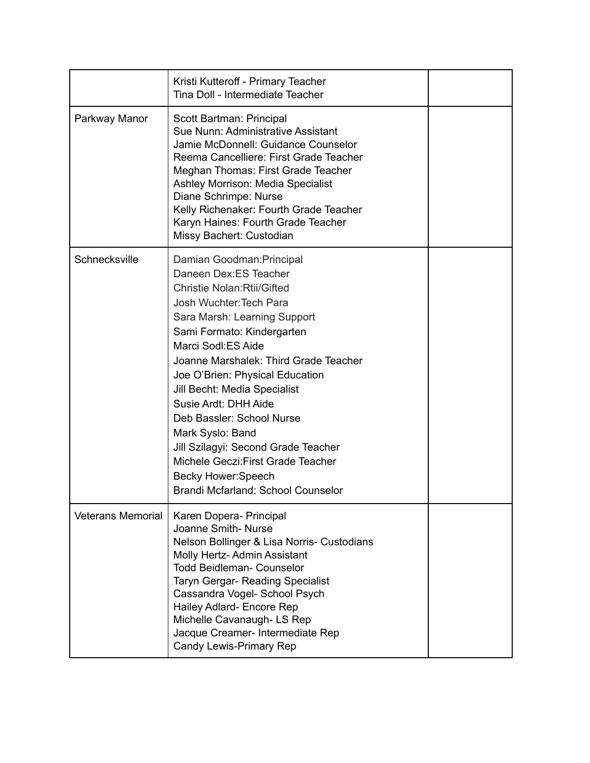| | | |
|---|---|---|
| | Kristi Kutteroff - Primary Teacher<br>Tina Doll - Intermediate Teacher | |
| Parkway Manor | Scott Bartman: Principal<br>Sue Nunn: Administrative Assistant<br>Jamie McDonnell: Guidance Counselor<br>Reema Cancelliere: First Grade Teacher<br>Meghan Thomas: First Grade Teacher<br>Ashley Morrison: Media Specialist<br>Diane Schrimpe: Nurse<br>Kelly Richenaker: Fourth Grade Teacher<br>Karyn Haines: Fourth Grade Teacher<br>Missy Bachert: Custodian | |
| Schnecksville | Damian Goodman:Principal<br>Daneen Dex:ES Teacher<br>Christie Nolan:Rtii/Gifted<br>Josh Wuchter:Tech Para<br>Sara Marsh: Learning Support<br>Sami Formato: Kindergarten<br>Marci Sodl:ES Aide<br>Joanne Marshalek: Third Grade Teacher<br>Joe O'Brien: Physical Education<br>Jill Becht: Media Specialist<br>Susie Ardt: DHH Aide<br>Deb Bassler: School Nurse<br>Mark Syslo: Band<br>Jill Szilagyi: Second Grade Teacher<br>Michele Geczi:First Grade Teacher<br>Becky Hower:Speech<br>Brandi Mcfarland: School Counselor | |
| Veterans Memorial | Karen Dopera- Principal<br>Joanne Smith- Nurse<br>Nelson Bollinger & Lisa Norris- Custodians<br>Molly Hertz- Admin Assistant<br>Todd Beidleman- Counselor<br>Taryn Gergar- Reading Specialist<br>Cassandra Vogel- School Psych<br>Hailey Adlard- Encore Rep<br>Michelle Cavanaugh- LS Rep<br>Jacque Creamer- Intermediate Rep<br>Candy Lewis-Primary Rep | |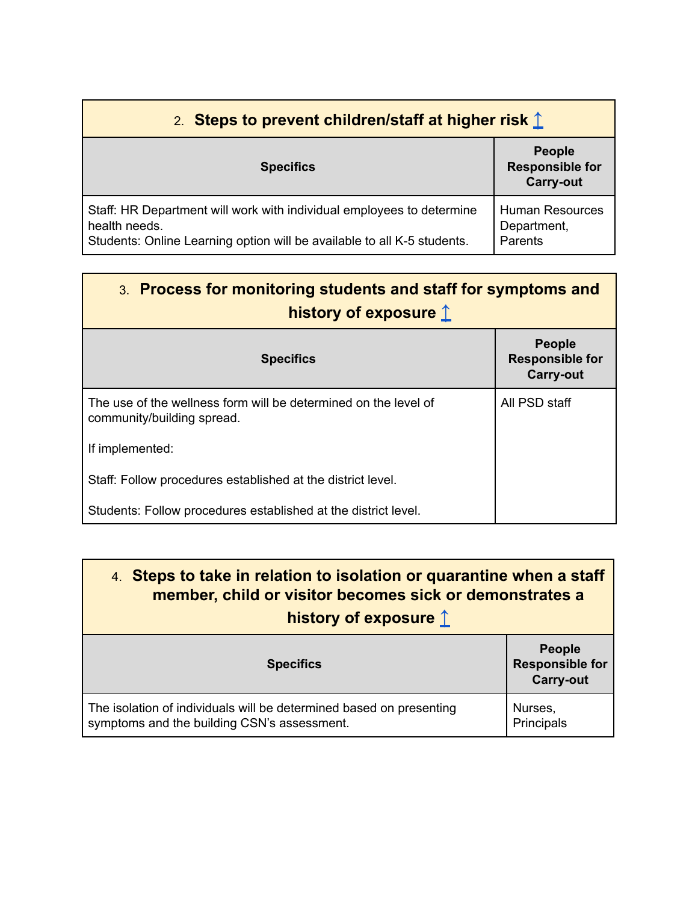## 2. Steps to prevent children/staff at higher risk ↥

| Specifics | People Responsible for Carry-out |
|---|---|
| Staff: HR Department will work with individual employees to determine health needs.<br>Students: Online Learning option will be available to all K-5 students. | Human Resources Department, Parents |

## 3. Process for monitoring students and staff for symptoms and history of exposure ↥

| Specifics | People Responsible for Carry-out |
|---|---|
| The use of the wellness form will be determined on the level of community/building spread.<br><br>If implemented:<br><br>Staff: Follow procedures established at the district level.<br><br>Students: Follow procedures established at the district level. | All PSD staff |

## 4. Steps to take in relation to isolation or quarantine when a staff member, child or visitor becomes sick or demonstrates a history of exposure ↥

| Specifics | People Responsible for Carry-out |
|---|---|
| The isolation of individuals will be determined based on presenting symptoms and the building CSN's assessment. | Nurses, Principals |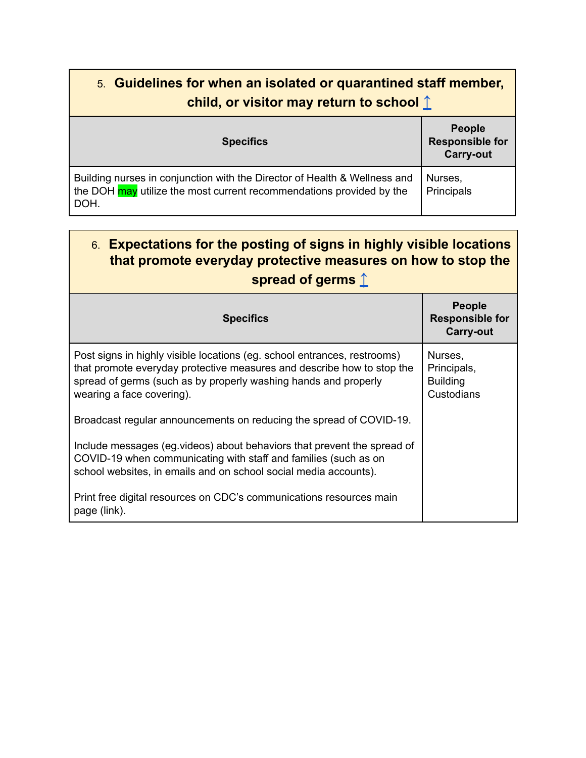## 5. Guidelines for when an isolated or quarantined staff member, child, or visitor may return to school ↥

| Specifics | People Responsible for Carry-out |
|---|---|
| Building nurses in conjunction with the Director of Health & Wellness and the DOH may utilize the most current recommendations provided by the DOH. | Nurses, Principals |

## 6. Expectations for the posting of signs in highly visible locations that promote everyday protective measures on how to stop the spread of germs ↥

| Specifics | People Responsible for Carry-out |
|---|---|
| Post signs in highly visible locations (eg. school entrances, restrooms) that promote everyday protective measures and describe how to stop the spread of germs (such as by properly washing hands and properly wearing a face covering).<br><br>Broadcast regular announcements on reducing the spread of COVID-19.<br><br>Include messages (eg.videos) about behaviors that prevent the spread of COVID-19 when communicating with staff and families (such as on school websites, in emails and on school social media accounts).<br><br>Print free digital resources on CDC's communications resources main page (link). | Nurses, Principals, Building Custodians |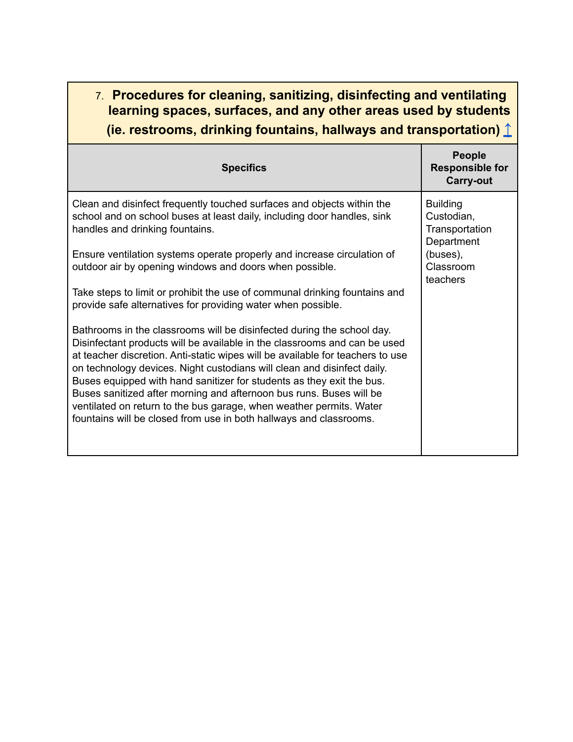| 7. **Procedures for cleaning, sanitizing, disinfecting and ventilating learning spaces, surfaces, and any other areas used by students (ie. restrooms, drinking fountains, hallways and transportation)** ↥ | |
|---|---|
| **Specifics** | **People Responsible for Carry-out** |
| Clean and disinfect frequently touched surfaces and objects within the school and on school buses at least daily, including door handles, sink handles and drinking fountains.<br><br>Ensure ventilation systems operate properly and increase circulation of outdoor air by opening windows and doors when possible.<br><br>Take steps to limit or prohibit the use of communal drinking fountains and provide safe alternatives for providing water when possible.<br><br>Bathrooms in the classrooms will be disinfected during the school day. Disinfectant products will be available in the classrooms and can be used at teacher discretion. Anti-static wipes will be available for teachers to use on technology devices. Night custodians will clean and disinfect daily. Buses equipped with hand sanitizer for students as they exit the bus. Buses sanitized after morning and afternoon bus runs. Buses will be ventilated on return to the bus garage, when weather permits. Water fountains will be closed from use in both hallways and classrooms. | Building Custodian, Transportation Department (buses), Classroom teachers |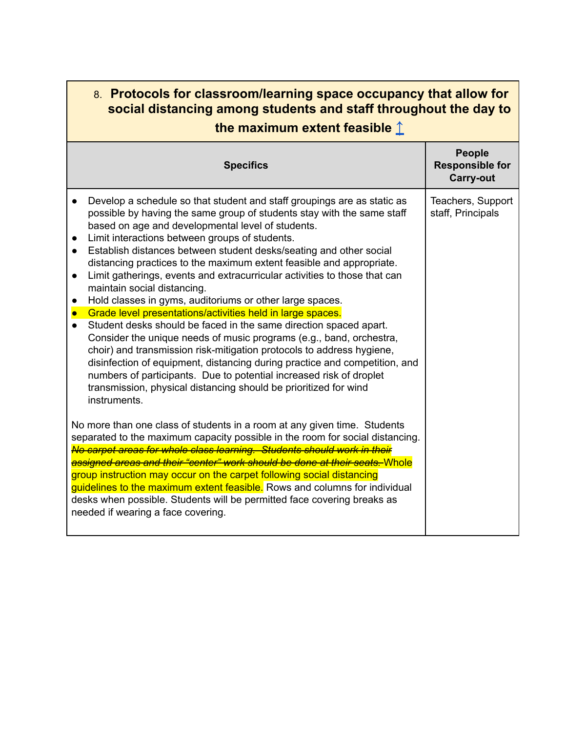| 8. **Protocols for classroom/learning space occupancy that allow for social distancing among students and staff throughout the day to the maximum extent feasible** ↥ | |
|---|---|
| **Specifics** | **People Responsible for Carry-out** |
| • Develop a schedule so that student and staff groupings are as static as possible by having the same group of students stay with the same staff based on age and developmental level of students.<br>• Limit interactions between groups of students.<br>• Establish distances between student desks/seating and other social distancing practices to the maximum extent feasible and appropriate.<br>• Limit gatherings, events and extracurricular activities to those that can maintain social distancing.<br>• Hold classes in gyms, auditoriums or other large spaces.<br>• Grade level presentations/activities held in large spaces.<br>• Student desks should be faced in the same direction spaced apart. Consider the unique needs of music programs (e.g., band, orchestra, choir) and transmission risk-mitigation protocols to address hygiene, disinfection of equipment, distancing during practice and competition, and numbers of participants. Due to potential increased risk of droplet transmission, physical distancing should be prioritized for wind instruments.<br><br>No more than one class of students in a room at any given time. Students separated to the maximum capacity possible in the room for social distancing. ~~*No carpet areas for whole class learning. Students should work in their assigned areas and their "center" work should be done at their seats.*~~ Whole group instruction may occur on the carpet following social distancing guidelines to the maximum extent feasible. Rows and columns for individual desks when possible. Students will be permitted face covering breaks as needed if wearing a face covering. | Teachers, Support staff, Principals |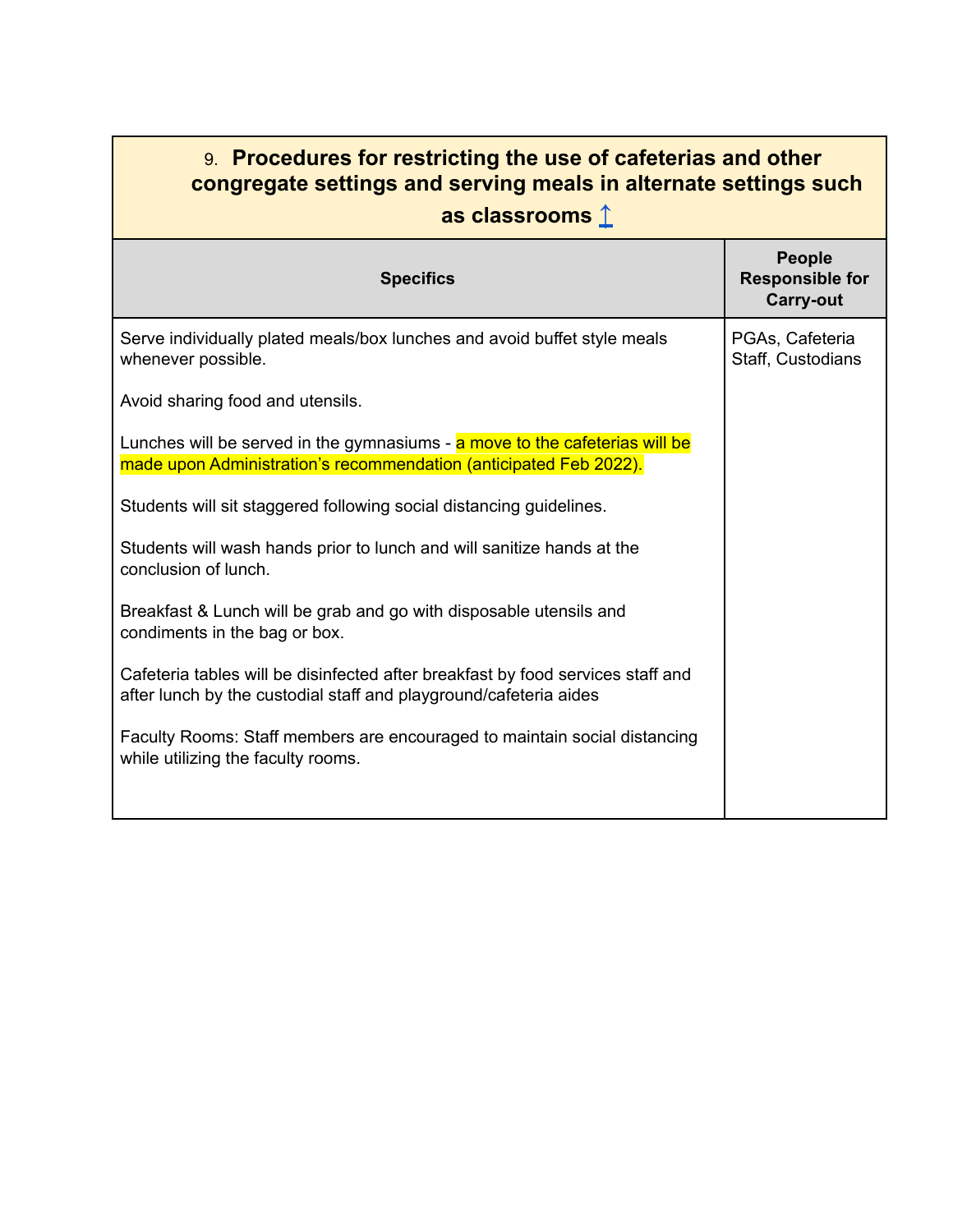| 9. **Procedures for restricting the use of cafeterias and other congregate settings and serving meals in alternate settings such as classrooms** ↥ | |
|---|---|
| **Specifics** | **People Responsible for Carry-out** |
| Serve individually plated meals/box lunches and avoid buffet style meals whenever possible.<br><br>Avoid sharing food and utensils.<br><br>Lunches will be served in the gymnasiums - a move to the cafeterias will be made upon Administration's recommendation (anticipated Feb 2022).<br><br>Students will sit staggered following social distancing guidelines.<br><br>Students will wash hands prior to lunch and will sanitize hands at the conclusion of lunch.<br><br>Breakfast & Lunch will be grab and go with disposable utensils and condiments in the bag or box.<br><br>Cafeteria tables will be disinfected after breakfast by food services staff and after lunch by the custodial staff and playground/cafeteria aides<br><br>Faculty Rooms: Staff members are encouraged to maintain social distancing while utilizing the faculty rooms. | PGAs, Cafeteria Staff, Custodians |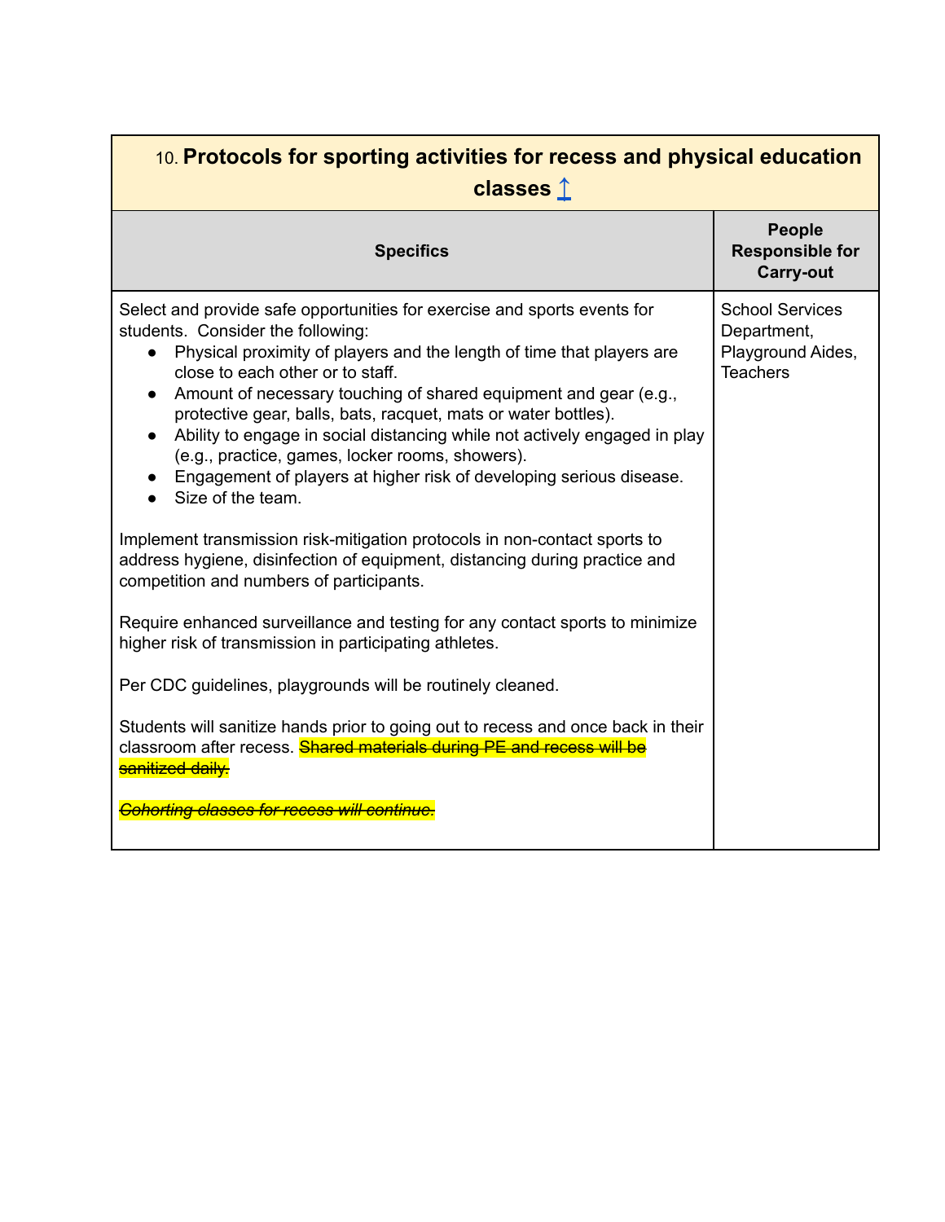| 10. **Protocols for sporting activities for recess and physical education classes** ↥ | |
|---|---|
| **Specifics** | **People Responsible for Carry-out** |
| Select and provide safe opportunities for exercise and sports events for students. Consider the following:<br>• Physical proximity of players and the length of time that players are close to each other or to staff.<br>• Amount of necessary touching of shared equipment and gear (e.g., protective gear, balls, bats, racquet, mats or water bottles).<br>• Ability to engage in social distancing while not actively engaged in play (e.g., practice, games, locker rooms, showers).<br>• Engagement of players at higher risk of developing serious disease.<br>• Size of the team.<br><br>Implement transmission risk-mitigation protocols in non-contact sports to address hygiene, disinfection of equipment, distancing during practice and competition and numbers of participants.<br><br>Require enhanced surveillance and testing for any contact sports to minimize higher risk of transmission in participating athletes.<br><br>Per CDC guidelines, playgrounds will be routinely cleaned.<br><br>Students will sanitize hands prior to going out to recess and once back in their classroom after recess. ~~Shared materials during PE and recess will be sanitized daily.~~<br><br>~~*Cohorting classes for recess will continue.*~~ | School Services Department, Playground Aides, Teachers |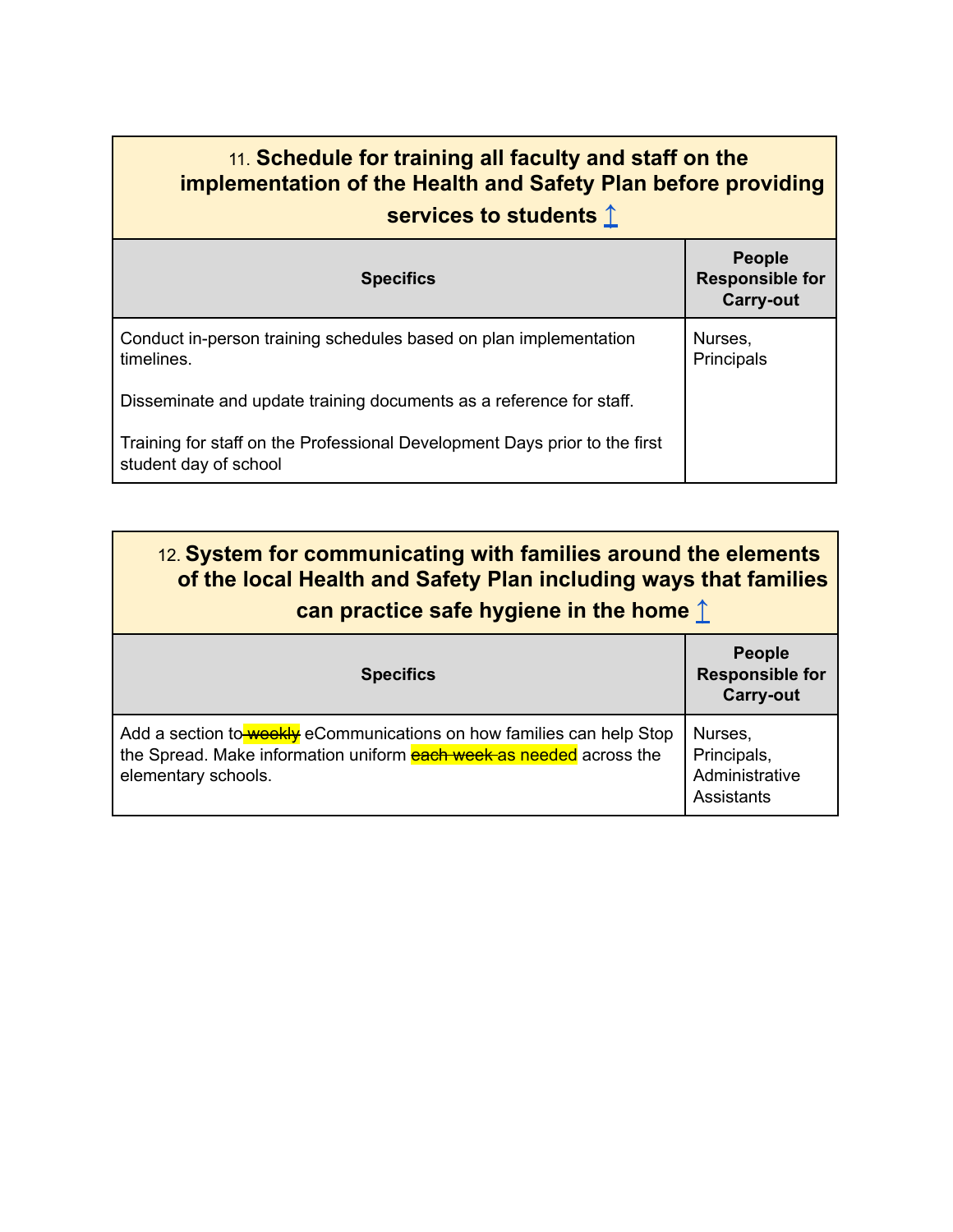| 11. **Schedule for training all faculty and staff on the implementation of the Health and Safety Plan before providing services to students** ↑ | |
|---|---|
| **Specifics** | **People Responsible for Carry-out** |
| Conduct in-person training schedules based on plan implementation timelines.<br><br>Disseminate and update training documents as a reference for staff.<br><br>Training for staff on the Professional Development Days prior to the first student day of school | Nurses, Principals |

| 12. **System for communicating with families around the elements of the local Health and Safety Plan including ways that families can practice safe hygiene in the home** ↑ | |
|---|---|
| **Specifics** | **People Responsible for Carry-out** |
| Add a section to ~~weekly~~ eCommunications on how families can help Stop the Spread. Make information uniform ~~each week~~ as needed across the elementary schools. | Nurses, Principals, Administrative Assistants |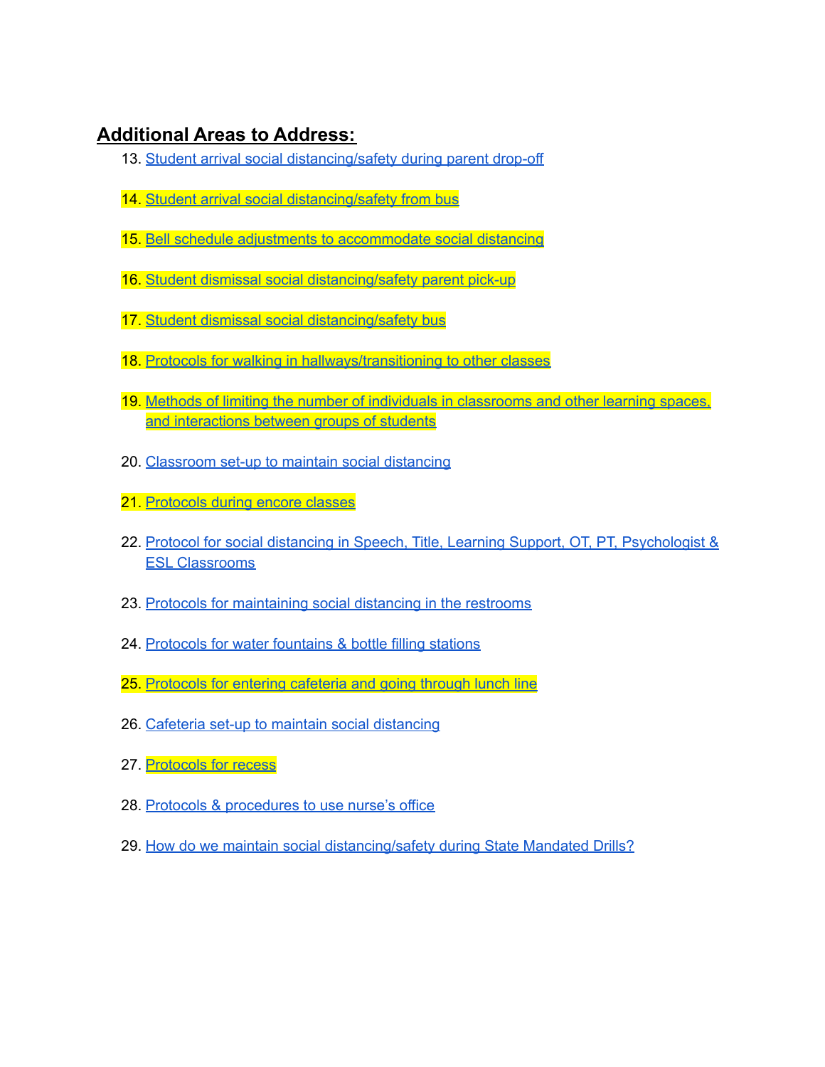## Additional Areas to Address:

13. Student arrival social distancing/safety during parent drop-off
14. Student arrival social distancing/safety from bus
15. Bell schedule adjustments to accommodate social distancing
16. Student dismissal social distancing/safety parent pick-up
17. Student dismissal social distancing/safety bus
18. Protocols for walking in hallways/transitioning to other classes
19. Methods of limiting the number of individuals in classrooms and other learning spaces, and interactions between groups of students
20. Classroom set-up to maintain social distancing
21. Protocols during encore classes
22. Protocol for social distancing in Speech, Title, Learning Support, OT, PT, Psychologist & ESL Classrooms
23. Protocols for maintaining social distancing in the restrooms
24. Protocols for water fountains & bottle filling stations
25. Protocols for entering cafeteria and going through lunch line
26. Cafeteria set-up to maintain social distancing
27. Protocols for recess
28. Protocols & procedures to use nurse's office
29. How do we maintain social distancing/safety during State Mandated Drills?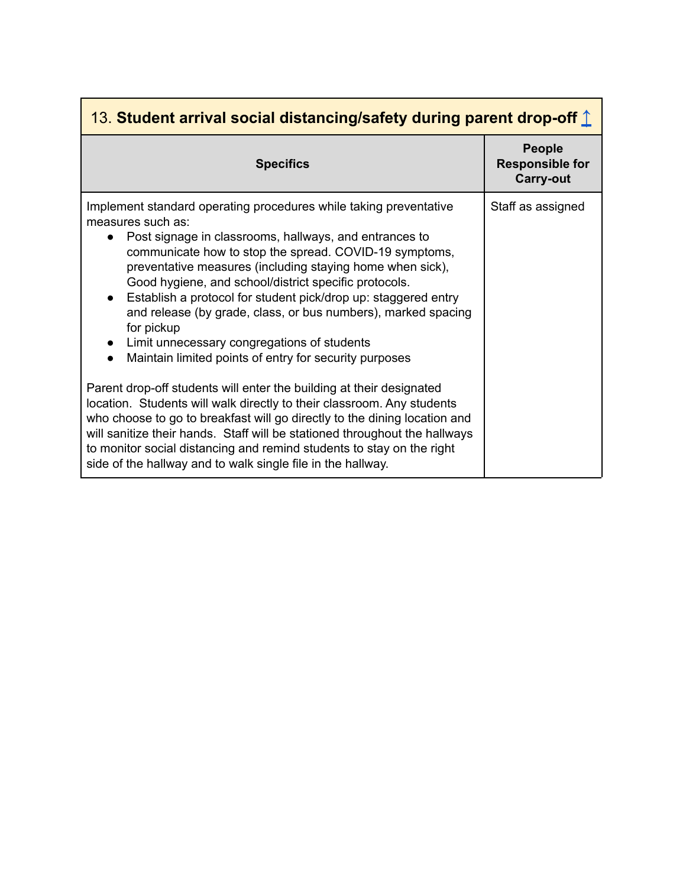## 13. **Student arrival social distancing/safety during parent drop-off** ↑

| Specifics | People Responsible for Carry-out |
|---|---|
| Implement standard operating procedures while taking preventative measures such as:<br>● Post signage in classrooms, hallways, and entrances to communicate how to stop the spread. COVID-19 symptoms, preventative measures (including staying home when sick), Good hygiene, and school/district specific protocols.<br>● Establish a protocol for student pick/drop up: staggered entry and release (by grade, class, or bus numbers), marked spacing for pickup<br>● Limit unnecessary congregations of students<br>● Maintain limited points of entry for security purposes<br><br>Parent drop-off students will enter the building at their designated location. Students will walk directly to their classroom. Any students who choose to go to breakfast will go directly to the dining location and will sanitize their hands. Staff will be stationed throughout the hallways to monitor social distancing and remind students to stay on the right side of the hallway and to walk single file in the hallway. | Staff as assigned |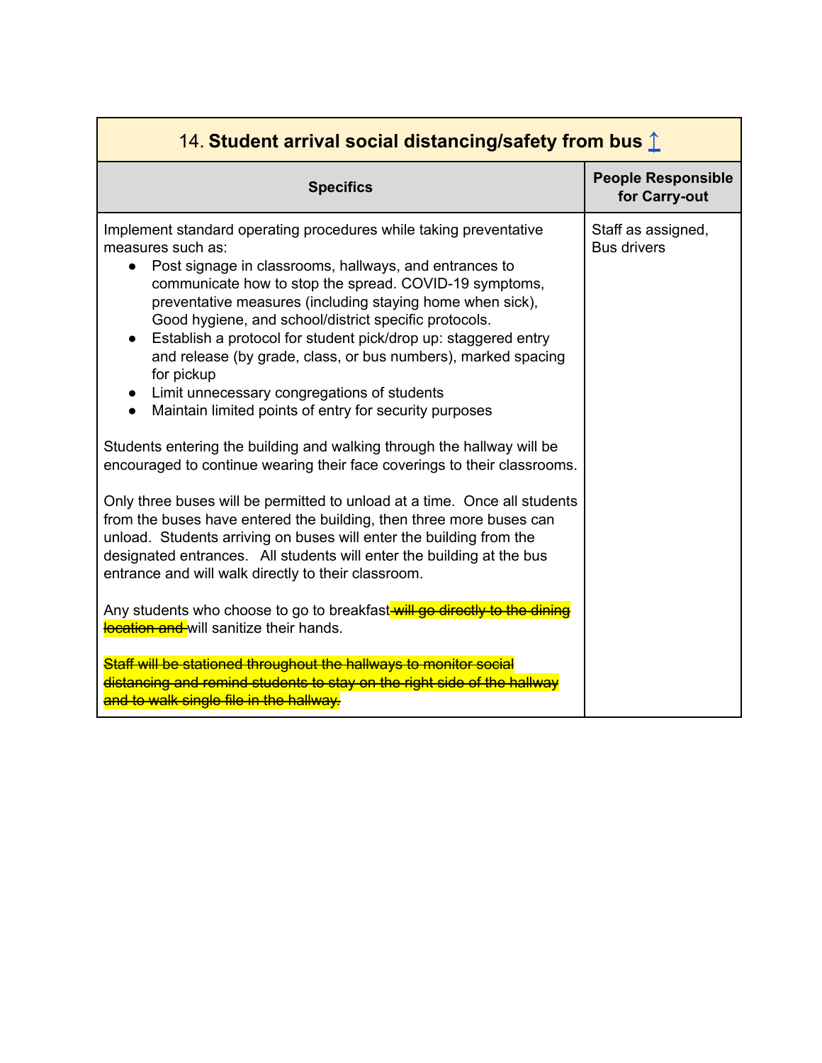| 14. **Student arrival social distancing/safety from bus** ↥ | |
|---|---|
| **Specifics** | **People Responsible for Carry-out** |
| Implement standard operating procedures while taking preventative measures such as:<br>● Post signage in classrooms, hallways, and entrances to communicate how to stop the spread. COVID-19 symptoms, preventative measures (including staying home when sick), Good hygiene, and school/district specific protocols.<br>● Establish a protocol for student pick/drop up: staggered entry and release (by grade, class, or bus numbers), marked spacing for pickup<br>● Limit unnecessary congregations of students<br>● Maintain limited points of entry for security purposes<br><br>Students entering the building and walking through the hallway will be encouraged to continue wearing their face coverings to their classrooms.<br><br>Only three buses will be permitted to unload at a time. Once all students from the buses have entered the building, then three more buses can unload. Students arriving on buses will enter the building from the designated entrances. All students will enter the building at the bus entrance and will walk directly to their classroom.<br><br>Any students who choose to go to breakfast ~~will go directly to the dining location and~~ will sanitize their hands.<br><br>~~Staff will be stationed throughout the hallways to monitor social distancing and remind students to stay on the right side of the hallway and to walk single file in the hallway.~~ | Staff as assigned, Bus drivers |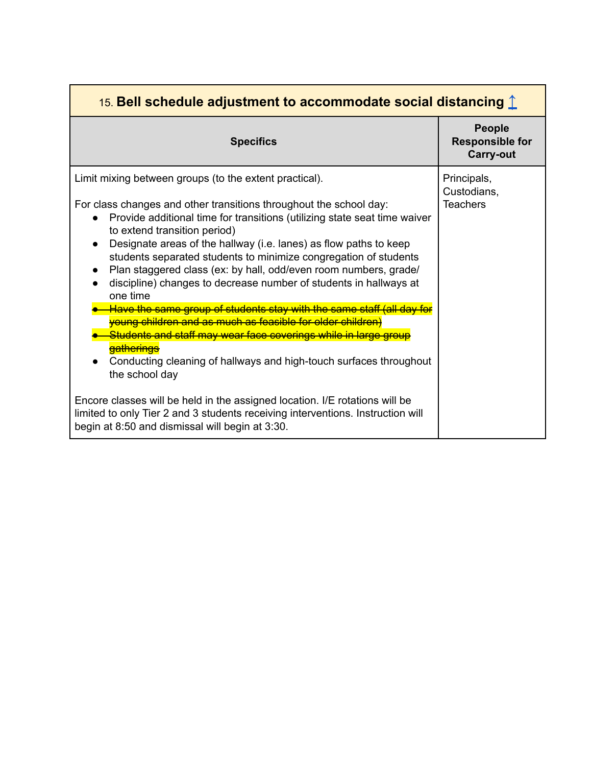| 15. **Bell schedule adjustment to accommodate social distancing ↥** | |
|---|---|
| **Specifics** | **People Responsible for Carry-out** |
| Limit mixing between groups (to the extent practical).<br><br>For class changes and other transitions throughout the school day:<br>● Provide additional time for transitions (utilizing state seat time waiver to extend transition period)<br>● Designate areas of the hallway (i.e. lanes) as flow paths to keep students separated students to minimize congregation of students<br>● Plan staggered class (ex: by hall, odd/even room numbers, grade/<br>● discipline) changes to decrease number of students in hallways at one time<br>● ~~Have the same group of students stay with the same staff (all day for young children and as much as feasible for older children)~~<br>● ~~Students and staff may wear face coverings while in large group gatherings~~<br>● Conducting cleaning of hallways and high-touch surfaces throughout the school day<br><br>Encore classes will be held in the assigned location. I/E rotations will be limited to only Tier 2 and 3 students receiving interventions. Instruction will begin at 8:50 and dismissal will begin at 3:30. | Principals, Custodians, Teachers |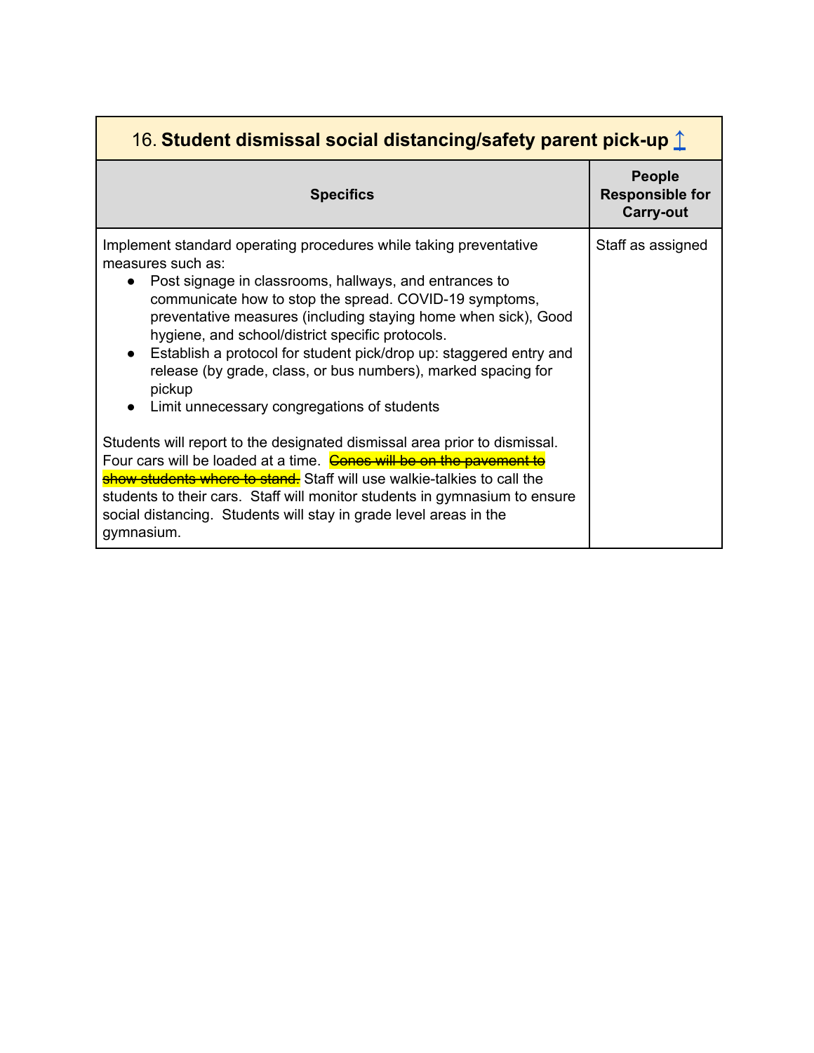| 16. **Student dismissal social distancing/safety parent pick-up** ↥ | |
|---|---|
| **Specifics** | **People Responsible for Carry-out** |
| Implement standard operating procedures while taking preventative measures such as:<br>• Post signage in classrooms, hallways, and entrances to communicate how to stop the spread. COVID-19 symptoms, preventative measures (including staying home when sick), Good hygiene, and school/district specific protocols.<br>• Establish a protocol for student pick/drop up: staggered entry and release (by grade, class, or bus numbers), marked spacing for pickup<br>• Limit unnecessary congregations of students<br><br>Students will report to the designated dismissal area prior to dismissal. Four cars will be loaded at a time. ~~Cones will be on the pavement to show students where to stand.~~ Staff will use walkie-talkies to call the students to their cars. Staff will monitor students in gymnasium to ensure social distancing. Students will stay in grade level areas in the gymnasium. | Staff as assigned |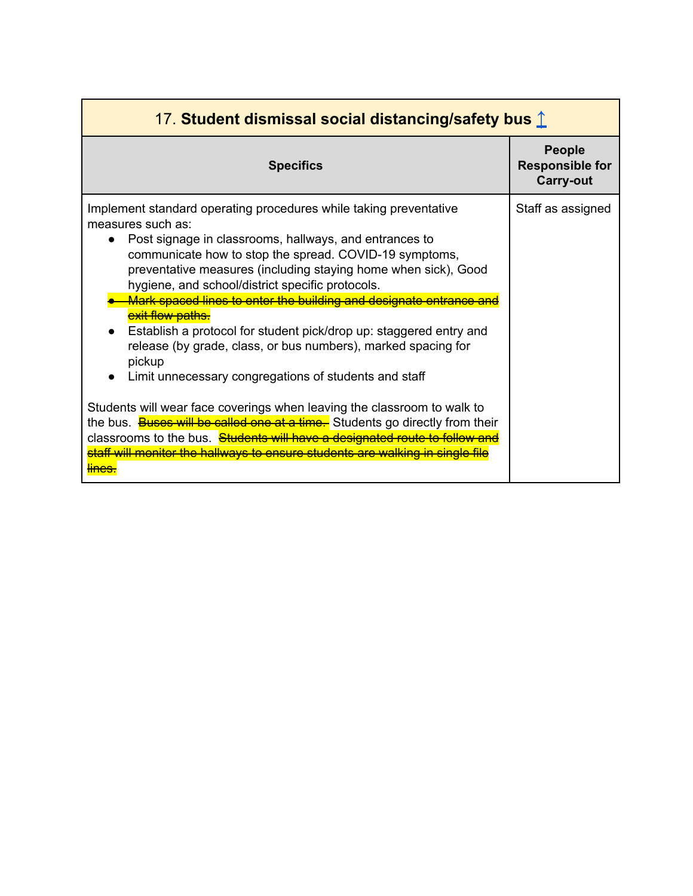| 17. **Student dismissal social distancing/safety bus ↥** | |
|---|---|
| **Specifics** | **People Responsible for Carry-out** |
| Implement standard operating procedures while taking preventative measures such as:<br>● Post signage in classrooms, hallways, and entrances to communicate how to stop the spread. COVID-19 symptoms, preventative measures (including staying home when sick), Good hygiene, and school/district specific protocols.<br>● ~~Mark spaced lines to enter the building and designate entrance and exit flow paths.~~<br>● Establish a protocol for student pick/drop up: staggered entry and release (by grade, class, or bus numbers), marked spacing for pickup<br>● Limit unnecessary congregations of students and staff<br><br>Students will wear face coverings when leaving the classroom to walk to the bus. ~~Buses will be called one at a time.~~ Students go directly from their classrooms to the bus. ~~Students will have a designated route to follow and staff will monitor the hallways to ensure students are walking in single file lines.~~ | Staff as assigned |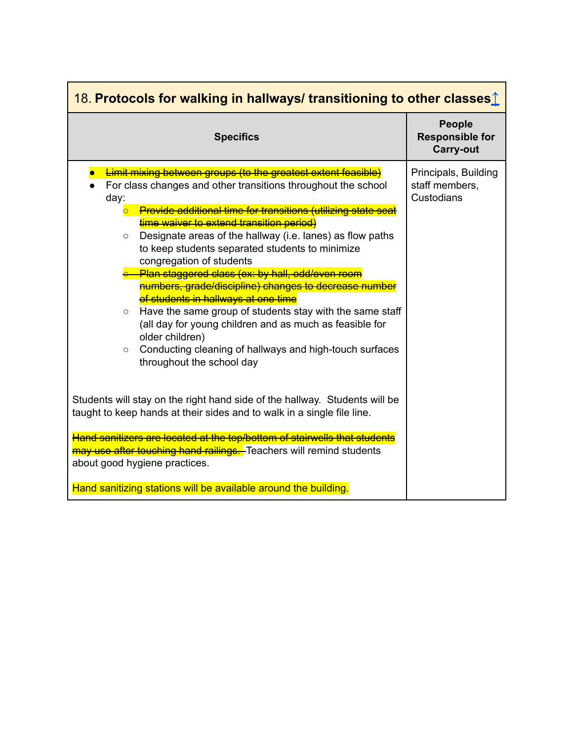| 18. **Protocols for walking in hallways/ transitioning to other classes** | |
|---|---|
| **Specifics** | **People Responsible for Carry-out** |
| • ~~Limit mixing between groups (to the greatest extent feasible)~~<br>• For class changes and other transitions throughout the school day:<br>  ○ ~~Provide additional time for transitions (utilizing state seat time waiver to extend transition period)~~<br>  ○ Designate areas of the hallway (i.e. lanes) as flow paths to keep students separated students to minimize congregation of students<br>  ○ ~~Plan staggered class (ex: by hall, odd/even room numbers, grade/discipline) changes to decrease number of students in hallways at one time~~<br>  ○ Have the same group of students stay with the same staff (all day for young children and as much as feasible for older children)<br>  ○ Conducting cleaning of hallways and high-touch surfaces throughout the school day<br><br>Students will stay on the right hand side of the hallway. Students will be taught to keep hands at their sides and to walk in a single file line.<br><br>~~Hand sanitizers are located at the top/bottom of stairwells that students may use after touching hand railings.~~ Teachers will remind students about good hygiene practices.<br><br>Hand sanitizing stations will be available around the building. | Principals, Building staff members, Custodians |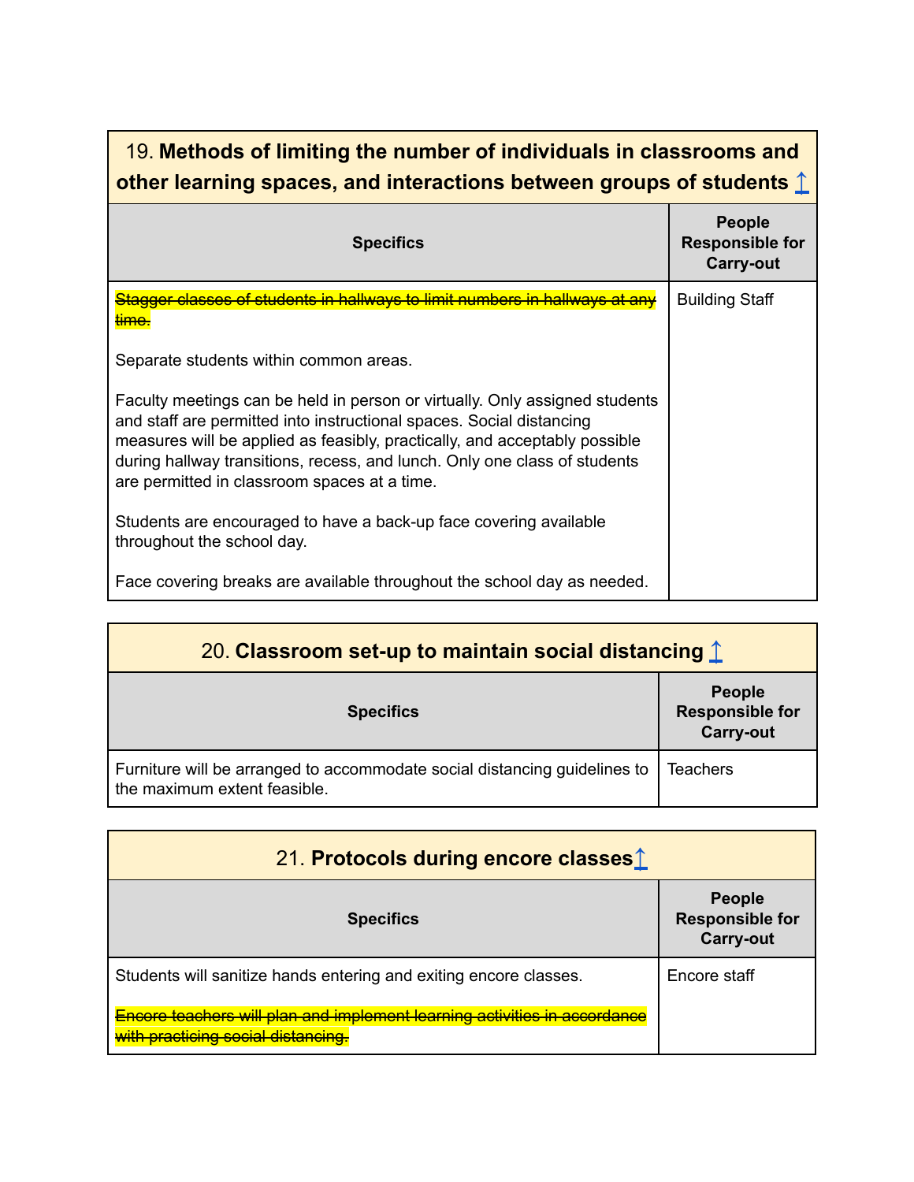| 19. **Methods of limiting the number of individuals in classrooms and other learning spaces, and interactions between groups of students** ↑ | |
|---|---|
| **Specifics** | **People Responsible for Carry-out** |
| ~~Stagger classes of students in hallways to limit numbers in hallways at any time.~~<br><br>Separate students within common areas.<br><br>Faculty meetings can be held in person or virtually. Only assigned students and staff are permitted into instructional spaces. Social distancing measures will be applied as feasibly, practically, and acceptably possible during hallway transitions, recess, and lunch. Only one class of students are permitted in classroom spaces at a time.<br><br>Students are encouraged to have a back-up face covering available throughout the school day.<br><br>Face covering breaks are available throughout the school day as needed. | Building Staff |

| 20. **Classroom set-up to maintain social distancing** ↑ | |
|---|---|
| **Specifics** | **People Responsible for Carry-out** |
| Furniture will be arranged to accommodate social distancing guidelines to the maximum extent feasible. | Teachers |

| 21. **Protocols during encore classes** ↑ | |
|---|---|
| **Specifics** | **People Responsible for Carry-out** |
| Students will sanitize hands entering and exiting encore classes.<br><br>~~Encore teachers will plan and implement learning activities in accordance with practicing social distancing.~~ | Encore staff |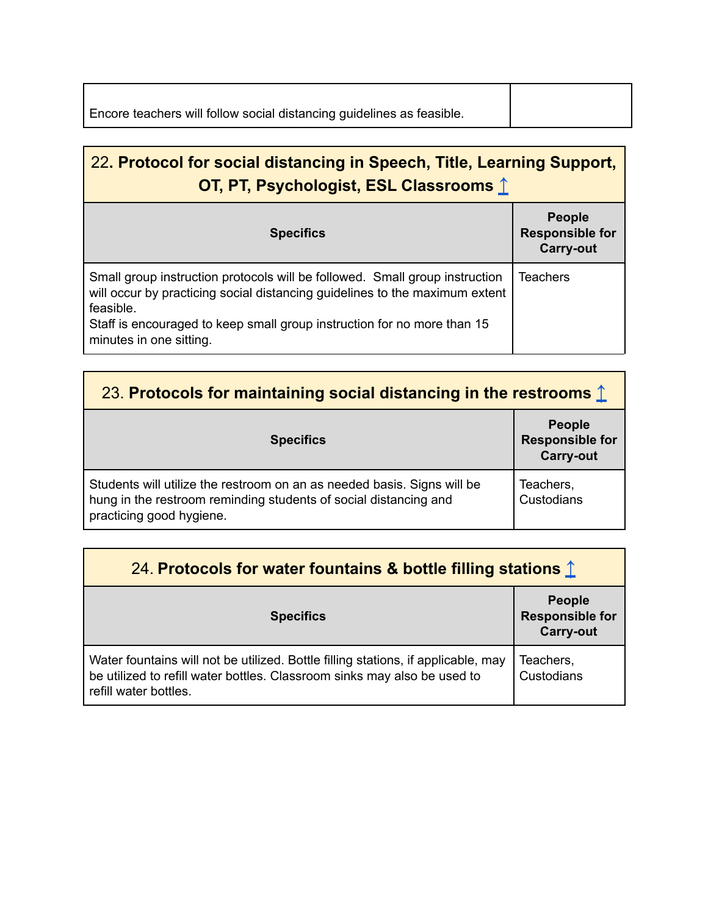| | |
|---|---|
| Encore teachers will follow social distancing guidelines as feasible. | |

| 22. **Protocol for social distancing in Speech, Title, Learning Support, OT, PT, Psychologist, ESL Classrooms** ↑ | |
|---|---|
| **Specifics** | **People Responsible for Carry-out** |
| Small group instruction protocols will be followed. Small group instruction will occur by practicing social distancing guidelines to the maximum extent feasible.<br>Staff is encouraged to keep small group instruction for no more than 15 minutes in one sitting. | Teachers |

| 23. **Protocols for maintaining social distancing in the restrooms** ↑ | |
|---|---|
| **Specifics** | **People Responsible for Carry-out** |
| Students will utilize the restroom on an as needed basis. Signs will be hung in the restroom reminding students of social distancing and practicing good hygiene. | Teachers, Custodians |

| 24. **Protocols for water fountains & bottle filling stations** ↑ | |
|---|---|
| **Specifics** | **People Responsible for Carry-out** |
| Water fountains will not be utilized. Bottle filling stations, if applicable, may be utilized to refill water bottles. Classroom sinks may also be used to refill water bottles. | Teachers, Custodians |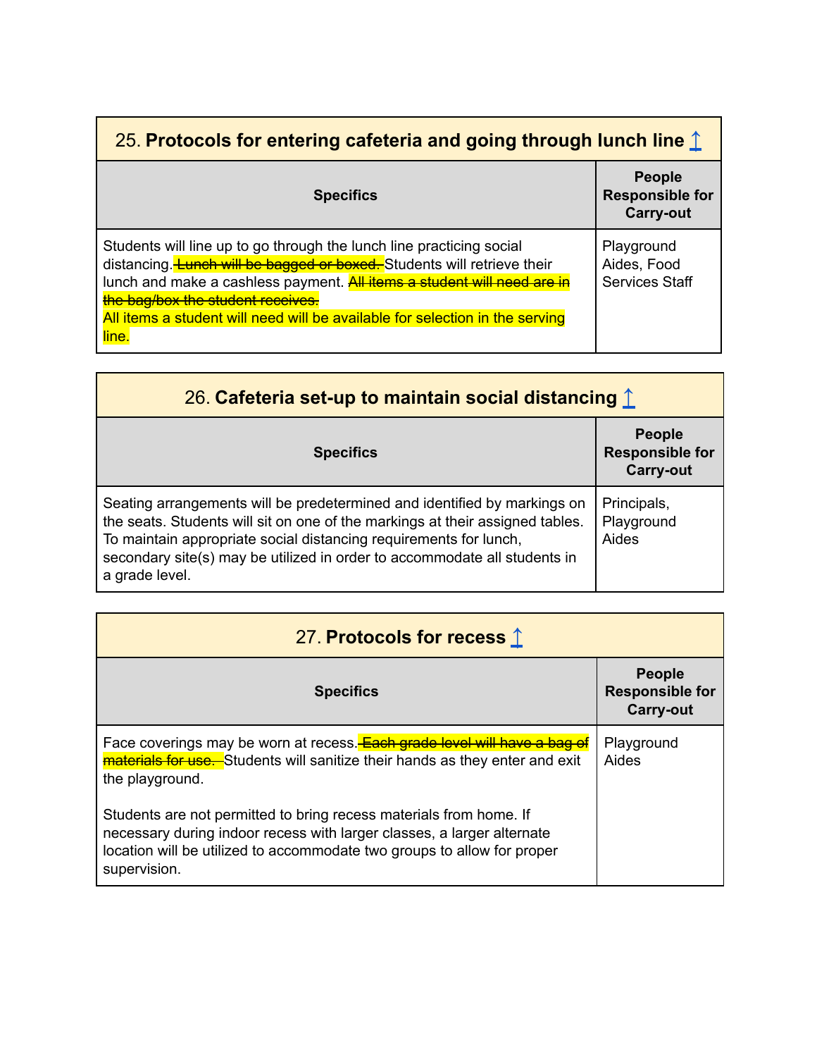| 25. **Protocols for entering cafeteria and going through lunch line** ↥ | |
|---|---|
| **Specifics** | **People Responsible for Carry-out** |
| Students will line up to go through the lunch line practicing social distancing. ~~Lunch will be bagged or boxed.~~ Students will retrieve their lunch and make a cashless payment. ~~All items a student will need are in the bag/box the student receives.~~<br>All items a student will need will be available for selection in the serving line. | Playground Aides, Food Services Staff |

| 26. **Cafeteria set-up to maintain social distancing** ↥ | |
|---|---|
| **Specifics** | **People Responsible for Carry-out** |
| Seating arrangements will be predetermined and identified by markings on the seats. Students will sit on one of the markings at their assigned tables. To maintain appropriate social distancing requirements for lunch, secondary site(s) may be utilized in order to accommodate all students in a grade level. | Principals, Playground Aides |

| 27. **Protocols for recess** ↥ | |
|---|---|
| **Specifics** | **People Responsible for Carry-out** |
| Face coverings may be worn at recess. ~~Each grade level will have a bag of materials for use.~~ Students will sanitize their hands as they enter and exit the playground.<br><br>Students are not permitted to bring recess materials from home. If necessary during indoor recess with larger classes, a larger alternate location will be utilized to accommodate two groups to allow for proper supervision. | Playground Aides |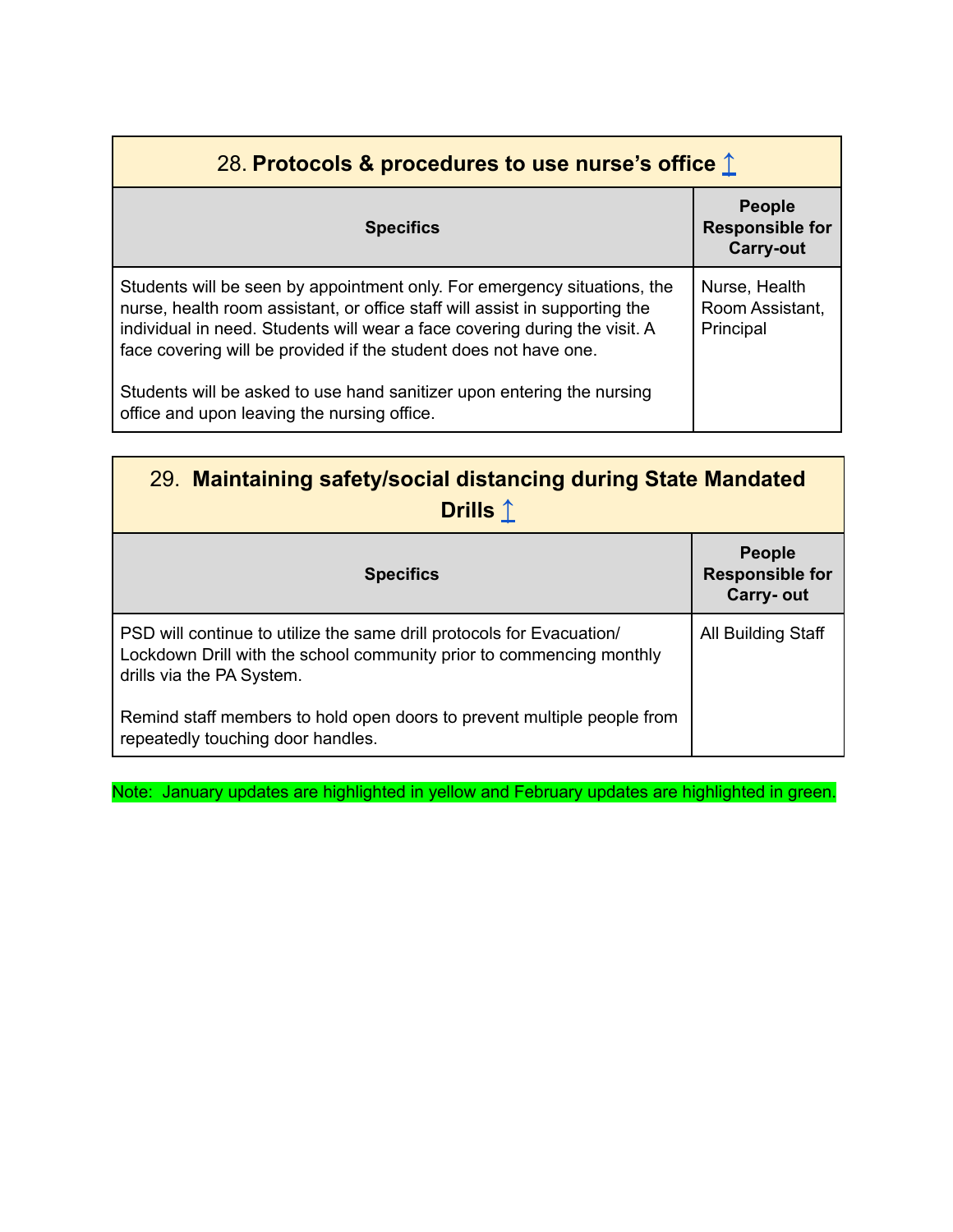| 28. **Protocols & procedures to use nurse's office ↥** | |
|---|---|
| **Specifics** | **People Responsible for Carry-out** |
| Students will be seen by appointment only. For emergency situations, the nurse, health room assistant, or office staff will assist in supporting the individual in need. Students will wear a face covering during the visit. A face covering will be provided if the student does not have one.<br><br>Students will be asked to use hand sanitizer upon entering the nursing office and upon leaving the nursing office. | Nurse, Health Room Assistant, Principal |

| 29. **Maintaining safety/social distancing during State Mandated Drills ↥** | |
|---|---|
| **Specifics** | **People Responsible for Carry- out** |
| PSD will continue to utilize the same drill protocols for Evacuation/ Lockdown Drill with the school community prior to commencing monthly drills via the PA System.<br><br>Remind staff members to hold open doors to prevent multiple people from repeatedly touching door handles. | All Building Staff |

Note: January updates are highlighted in yellow and February updates are highlighted in green.